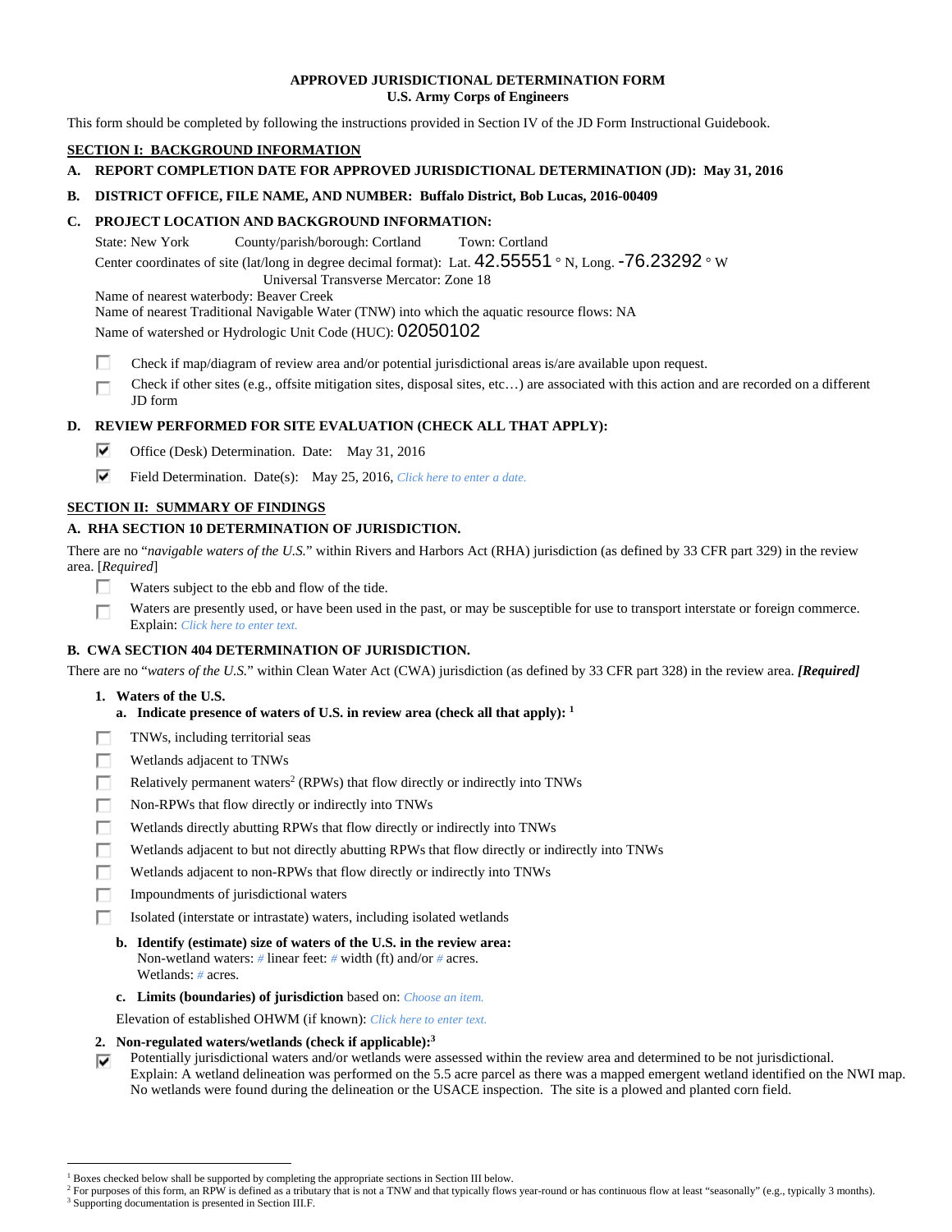# APPROVED JURISDICTIONAL DETERMINATION FORM
## U.S. Army Corps of Engineers

This form should be completed by following the instructions provided in Section IV of the JD Form Instructional Guidebook.

## SECTION I: BACKGROUND INFORMATION

**A. REPORT COMPLETION DATE FOR APPROVED JURISDICTIONAL DETERMINATION (JD): May 31, 2016**

**B. DISTRICT OFFICE, FILE NAME, AND NUMBER: Buffalo District, Bob Lucas, 2016-00409**

**C. PROJECT LOCATION AND BACKGROUND INFORMATION:**

State: New York County/parish/borough: Cortland Town: Cortland

Center coordinates of site (lat/long in degree decimal format): Lat. 42.55551 ° N, Long. -76.23292 ° W

Universal Transverse Mercator: Zone 18

Name of nearest waterbody: Beaver Creek

Name of nearest Traditional Navigable Water (TNW) into which the aquatic resource flows: NA

Name of watershed or Hydrologic Unit Code (HUC): 02050102

- ☐ Check if map/diagram of review area and/or potential jurisdictional areas is/are available upon request.
- ☐ Check if other sites (e.g., offsite mitigation sites, disposal sites, etc…) are associated with this action and are recorded on a different JD form

**D. REVIEW PERFORMED FOR SITE EVALUATION (CHECK ALL THAT APPLY):**

- ☑ Office (Desk) Determination. Date: May 31, 2016
- ☑ Field Determination. Date(s): May 25, 2016, *Click here to enter a date.*

## SECTION II: SUMMARY OF FINDINGS

### A. RHA SECTION 10 DETERMINATION OF JURISDICTION.

There are no "*navigable waters of the U.S.*" within Rivers and Harbors Act (RHA) jurisdiction (as defined by 33 CFR part 329) in the review area. [*Required*]

- ☐ Waters subject to the ebb and flow of the tide.
- ☐ Waters are presently used, or have been used in the past, or may be susceptible for use to transport interstate or foreign commerce. Explain: *Click here to enter text.*

### B. CWA SECTION 404 DETERMINATION OF JURISDICTION.

There are no "*waters of the U.S.*" within Clean Water Act (CWA) jurisdiction (as defined by 33 CFR part 328) in the review area. ***[Required]***

**1. Waters of the U.S.**

**a. Indicate presence of waters of U.S. in review area (check all that apply):** [1]

- ☐ TNWs, including territorial seas
- ☐ Wetlands adjacent to TNWs
- ☐ Relatively permanent waters[2] (RPWs) that flow directly or indirectly into TNWs
- ☐ Non-RPWs that flow directly or indirectly into TNWs
- ☐ Wetlands directly abutting RPWs that flow directly or indirectly into TNWs
- ☐ Wetlands adjacent to but not directly abutting RPWs that flow directly or indirectly into TNWs
- ☐ Wetlands adjacent to non-RPWs that flow directly or indirectly into TNWs
- ☐ Impoundments of jurisdictional waters
- ☐ Isolated (interstate or intrastate) waters, including isolated wetlands

**b. Identify (estimate) size of waters of the U.S. in the review area:**

Non-wetland waters: *#* linear feet: *#* width (ft) and/or *#* acres.

Wetlands: *#* acres.

**c. Limits (boundaries) of jurisdiction** based on: *Choose an item.*

Elevation of established OHWM (if known): *Click here to enter text.*

**2. Non-regulated waters/wetlands (check if applicable):**[3]

- ☑ Potentially jurisdictional waters and/or wetlands were assessed within the review area and determined to be not jurisdictional. Explain: A wetland delineation was performed on the 5.5 acre parcel as there was a mapped emergent wetland identified on the NWI map. No wetlands were found during the delineation or the USACE inspection. The site is a plowed and planted corn field.

---

[1] Boxes checked below shall be supported by completing the appropriate sections in Section III below.

[2] For purposes of this form, an RPW is defined as a tributary that is not a TNW and that typically flows year-round or has continuous flow at least "seasonally" (e.g., typically 3 months).

[3] Supporting documentation is presented in Section III.F.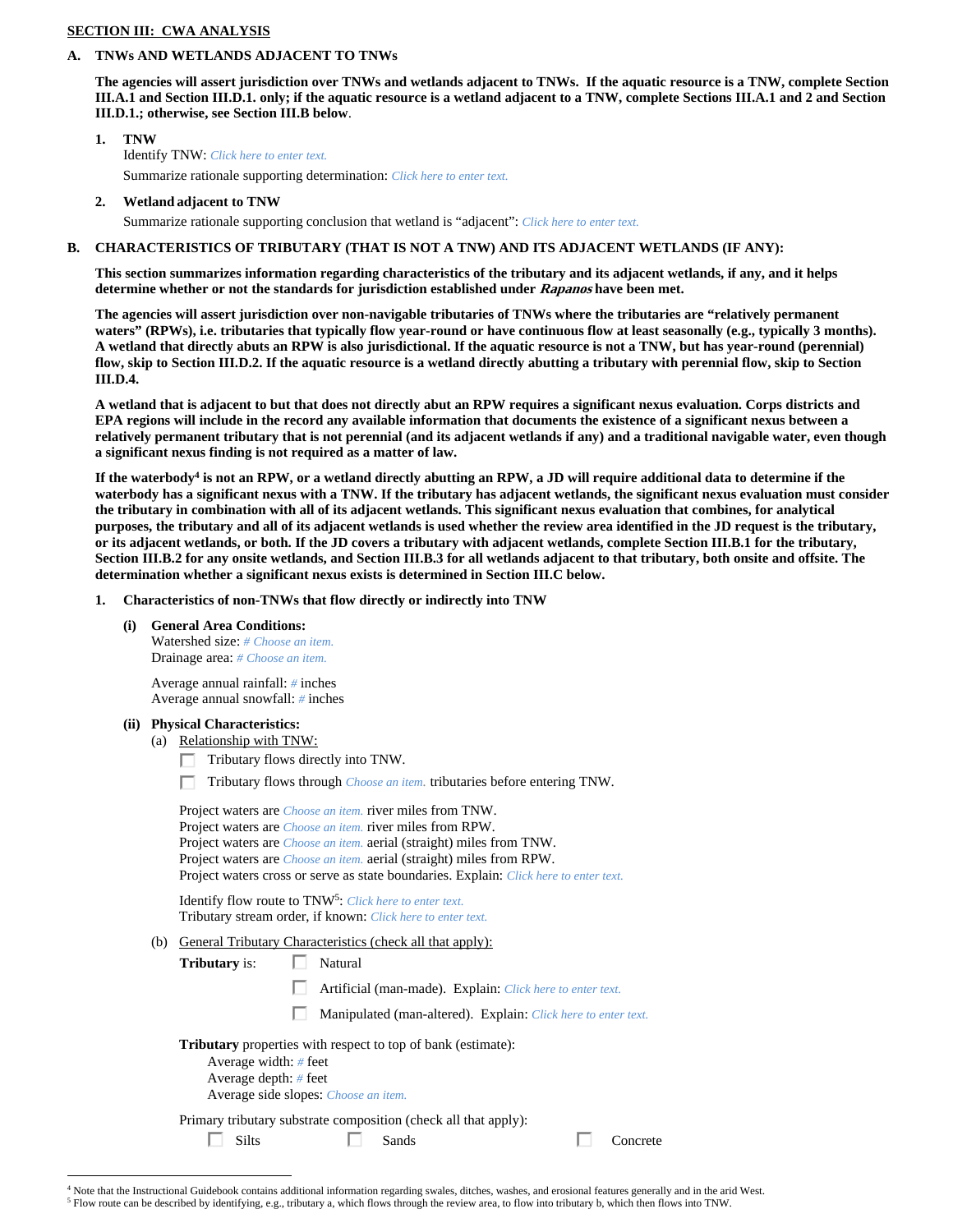## SECTION III: CWA ANALYSIS

### A. TNWs AND WETLANDS ADJACENT TO TNWs

**The agencies will assert jurisdiction over TNWs and wetlands adjacent to TNWs. If the aquatic resource is a TNW, complete Section III.A.1 and Section III.D.1. only; if the aquatic resource is a wetland adjacent to a TNW, complete Sections III.A.1 and 2 and Section III.D.1.; otherwise, see Section III.B below**.

1. **TNW**
   Identify TNW: *Click here to enter text.*
   Summarize rationale supporting determination: *Click here to enter text.*

2. **Wetland adjacent to TNW**
   Summarize rationale supporting conclusion that wetland is "adjacent": *Click here to enter text.*

### B. CHARACTERISTICS OF TRIBUTARY (THAT IS NOT A TNW) AND ITS ADJACENT WETLANDS (IF ANY):

**This section summarizes information regarding characteristics of the tributary and its adjacent wetlands, if any, and it helps determine whether or not the standards for jurisdiction established under *Rapanos* have been met.**

**The agencies will assert jurisdiction over non-navigable tributaries of TNWs where the tributaries are "relatively permanent waters" (RPWs), i.e. tributaries that typically flow year-round or have continuous flow at least seasonally (e.g., typically 3 months). A wetland that directly abuts an RPW is also jurisdictional. If the aquatic resource is not a TNW, but has year-round (perennial) flow, skip to Section III.D.2. If the aquatic resource is a wetland directly abutting a tributary with perennial flow, skip to Section III.D.4.**

**A wetland that is adjacent to but that does not directly abut an RPW requires a significant nexus evaluation. Corps districts and EPA regions will include in the record any available information that documents the existence of a significant nexus between a relatively permanent tributary that is not perennial (and its adjacent wetlands if any) and a traditional navigable water, even though a significant nexus finding is not required as a matter of law.**

**If the waterbody[4] is not an RPW, or a wetland directly abutting an RPW, a JD will require additional data to determine if the waterbody has a significant nexus with a TNW. If the tributary has adjacent wetlands, the significant nexus evaluation must consider the tributary in combination with all of its adjacent wetlands. This significant nexus evaluation that combines, for analytical purposes, the tributary and all of its adjacent wetlands is used whether the review area identified in the JD request is the tributary, or its adjacent wetlands, or both. If the JD covers a tributary with adjacent wetlands, complete Section III.B.1 for the tributary, Section III.B.2 for any onsite wetlands, and Section III.B.3 for all wetlands adjacent to that tributary, both onsite and offsite. The determination whether a significant nexus exists is determined in Section III.C below.**

1. **Characteristics of non-TNWs that flow directly or indirectly into TNW**

   **(i) General Area Conditions:**
   Watershed size: *# Choose an item.*
   Drainage area: *# Choose an item.*

   Average annual rainfall: *#* inches
   Average annual snowfall: *#* inches

   **(ii) Physical Characteristics:**
   (a) Relationship with TNW:
   - ☐ Tributary flows directly into TNW.
   - ☐ Tributary flows through *Choose an item.* tributaries before entering TNW.

   Project waters are *Choose an item.* river miles from TNW.
   Project waters are *Choose an item.* river miles from RPW.
   Project waters are *Choose an item.* aerial (straight) miles from TNW.
   Project waters are *Choose an item.* aerial (straight) miles from RPW.
   Project waters cross or serve as state boundaries. Explain: *Click here to enter text.*

   Identify flow route to TNW[5]: *Click here to enter text.*
   Tributary stream order, if known: *Click here to enter text.*

   (b) General Tributary Characteristics (check all that apply):

   **Tributary** is:
   - ☐ Natural
   - ☐ Artificial (man-made). Explain: *Click here to enter text.*
   - ☐ Manipulated (man-altered). Explain: *Click here to enter text.*

   **Tributary** properties with respect to top of bank (estimate):
   Average width: *#* feet
   Average depth: *#* feet
   Average side slopes: *Choose an item.*

   Primary tributary substrate composition (check all that apply):
   ☐ Silts ☐ Sands ☐ Concrete

---

[4] Note that the Instructional Guidebook contains additional information regarding swales, ditches, washes, and erosional features generally and in the arid West.

[5] Flow route can be described by identifying, e.g., tributary a, which flows through the review area, to flow into tributary b, which then flows into TNW.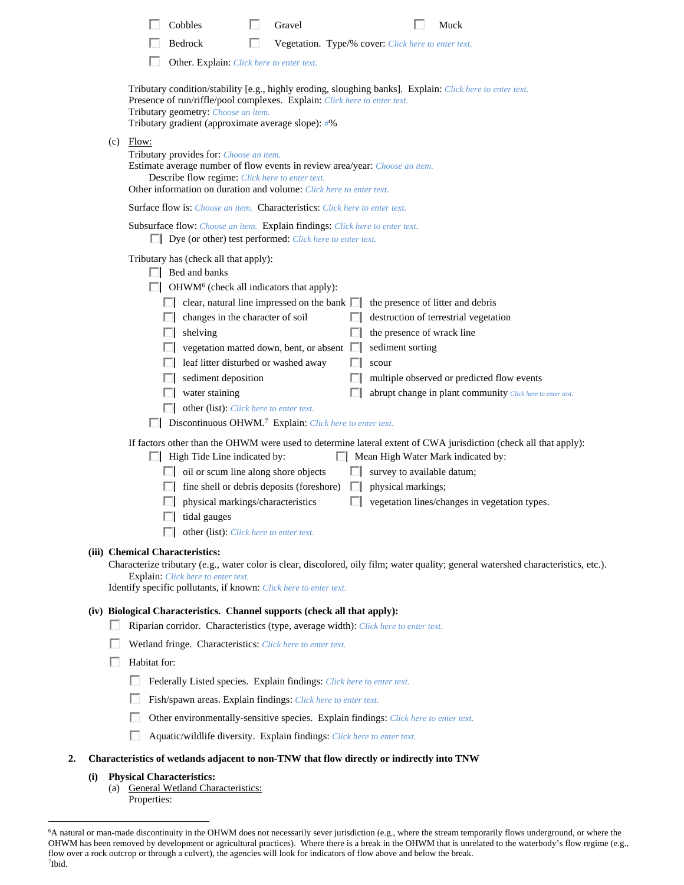- ☐ Cobbles ☐ Gravel ☐ Muck
- ☐ Bedrock ☐ Vegetation. Type/% cover: *Click here to enter text.*
- ☐ Other. Explain: *Click here to enter text.*

Tributary condition/stability [e.g., highly eroding, sloughing banks]. Explain: *Click here to enter text.*
Presence of run/riffle/pool complexes. Explain: *Click here to enter text.*
Tributary geometry: *Choose an item.*
Tributary gradient (approximate average slope): *#*%

(c) Flow:
Tributary provides for: *Choose an item.*
Estimate average number of flow events in review area/year: *Choose an item.*
Describe flow regime: *Click here to enter text.*
Other information on duration and volume: *Click here to enter text.*

Surface flow is: *Choose an item.* Characteristics: *Click here to enter text.*

Subsurface flow: *Choose an item.* Explain findings: *Click here to enter text.*
- ☐ Dye (or other) test performed: *Click here to enter text.*

Tributary has (check all that apply):
- ☐ Bed and banks
- ☐ OHWM[6] (check all indicators that apply):
  - ☐ clear, natural line impressed on the bank
  - ☐ changes in the character of soil
  - ☐ shelving
  - ☐ vegetation matted down, bent, or absent
  - ☐ leaf litter disturbed or washed away
  - ☐ sediment deposition
  - ☐ water staining
  - ☐ other (list): *Click here to enter text.*
  - ☐ the presence of litter and debris
  - ☐ destruction of terrestrial vegetation
  - ☐ the presence of wrack line
  - ☐ sediment sorting
  - ☐ scour
  - ☐ multiple observed or predicted flow events
  - ☐ abrupt change in plant community *Click here to enter text.*
- ☐ Discontinuous OHWM.[7] Explain: *Click here to enter text.*

If factors other than the OHWM were used to determine lateral extent of CWA jurisdiction (check all that apply):
- ☐ High Tide Line indicated by:
  - ☐ oil or scum line along shore objects
  - ☐ fine shell or debris deposits (foreshore)
  - ☐ physical markings/characteristics
  - ☐ tidal gauges
  - ☐ other (list): *Click here to enter text.*
- ☐ Mean High Water Mark indicated by:
  - ☐ survey to available datum;
  - ☐ physical markings;
  - ☐ vegetation lines/changes in vegetation types.

**(iii) Chemical Characteristics:**
Characterize tributary (e.g., water color is clear, discolored, oily film; water quality; general watershed characteristics, etc.).
Explain: *Click here to enter text.*
Identify specific pollutants, if known: *Click here to enter text.*

**(iv) Biological Characteristics. Channel supports (check all that apply):**
- ☐ Riparian corridor. Characteristics (type, average width): *Click here to enter text.*
- ☐ Wetland fringe. Characteristics: *Click here to enter text.*
- ☐ Habitat for:
  - ☐ Federally Listed species. Explain findings: *Click here to enter text.*
  - ☐ Fish/spawn areas. Explain findings: *Click here to enter text.*
  - ☐ Other environmentally-sensitive species. Explain findings: *Click here to enter text.*
  - ☐ Aquatic/wildlife diversity. Explain findings: *Click here to enter text.*

**2. Characteristics of wetlands adjacent to non-TNW that flow directly or indirectly into TNW**

**(i) Physical Characteristics:**
(a) General Wetland Characteristics:
Properties:

---

[6]A natural or man-made discontinuity in the OHWM does not necessarily sever jurisdiction (e.g., where the stream temporarily flows underground, or where the OHWM has been removed by development or agricultural practices). Where there is a break in the OHWM that is unrelated to the waterbody's flow regime (e.g., flow over a rock outcrop or through a culvert), the agencies will look for indicators of flow above and below the break.
[7]Ibid.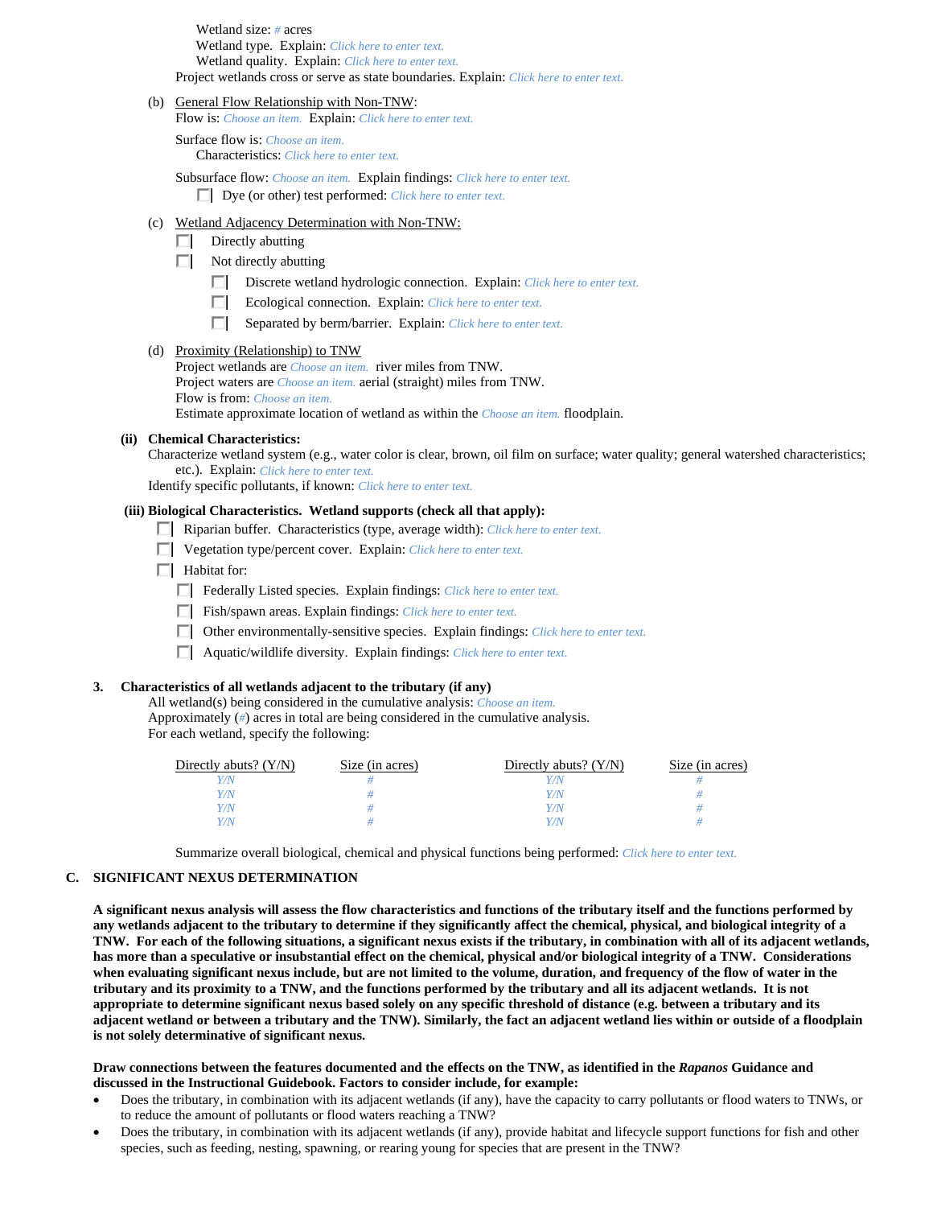Wetland size: # acres
Wetland type. Explain: Click here to enter text.
Wetland quality. Explain: Click here to enter text.
Project wetlands cross or serve as state boundaries. Explain: Click here to enter text.

(b) General Flow Relationship with Non-TNW:
Flow is: Choose an item. Explain: Click here to enter text.

Surface flow is: Choose an item.
Characteristics: Click here to enter text.

Subsurface flow: Choose an item. Explain findings: Click here to enter text.
☐ Dye (or other) test performed: Click here to enter text.

(c) Wetland Adjacency Determination with Non-TNW:
☐ Directly abutting
☐ Not directly abutting
☐ Discrete wetland hydrologic connection. Explain: Click here to enter text.
☐ Ecological connection. Explain: Click here to enter text.
☐ Separated by berm/barrier. Explain: Click here to enter text.

(d) Proximity (Relationship) to TNW
Project wetlands are Choose an item. river miles from TNW.
Project waters are Choose an item. aerial (straight) miles from TNW.
Flow is from: Choose an item.
Estimate approximate location of wetland as within the Choose an item. floodplain.

**(ii) Chemical Characteristics:**
Characterize wetland system (e.g., water color is clear, brown, oil film on surface; water quality; general watershed characteristics; etc.). Explain: Click here to enter text.
Identify specific pollutants, if known: Click here to enter text.

**(iii) Biological Characteristics. Wetland supports (check all that apply):**
☐ Riparian buffer. Characteristics (type, average width): Click here to enter text.
☐ Vegetation type/percent cover. Explain: Click here to enter text.
☐ Habitat for:
☐ Federally Listed species. Explain findings: Click here to enter text.
☐ Fish/spawn areas. Explain findings: Click here to enter text.
☐ Other environmentally-sensitive species. Explain findings: Click here to enter text.
☐ Aquatic/wildlife diversity. Explain findings: Click here to enter text.

**3. Characteristics of all wetlands adjacent to the tributary (if any)**
All wetland(s) being considered in the cumulative analysis: Choose an item.
Approximately (#) acres in total are being considered in the cumulative analysis.
For each wetland, specify the following:

| Directly abuts? (Y/N) | Size (in acres) | Directly abuts? (Y/N) | Size (in acres) |
|---|---|---|---|
| Y/N | # | Y/N | # |
| Y/N | # | Y/N | # |
| Y/N | # | Y/N | # |
| Y/N | # | Y/N | # |

Summarize overall biological, chemical and physical functions being performed: Click here to enter text.

## C. SIGNIFICANT NEXUS DETERMINATION

**A significant nexus analysis will assess the flow characteristics and functions of the tributary itself and the functions performed by any wetlands adjacent to the tributary to determine if they significantly affect the chemical, physical, and biological integrity of a TNW. For each of the following situations, a significant nexus exists if the tributary, in combination with all of its adjacent wetlands, has more than a speculative or insubstantial effect on the chemical, physical and/or biological integrity of a TNW. Considerations when evaluating significant nexus include, but are not limited to the volume, duration, and frequency of the flow of water in the tributary and its proximity to a TNW, and the functions performed by the tributary and all its adjacent wetlands. It is not appropriate to determine significant nexus based solely on any specific threshold of distance (e.g. between a tributary and its adjacent wetland or between a tributary and the TNW). Similarly, the fact an adjacent wetland lies within or outside of a floodplain is not solely determinative of significant nexus.**

**Draw connections between the features documented and the effects on the TNW, as identified in the *Rapanos* Guidance and discussed in the Instructional Guidebook. Factors to consider include, for example:**

- Does the tributary, in combination with its adjacent wetlands (if any), have the capacity to carry pollutants or flood waters to TNWs, or to reduce the amount of pollutants or flood waters reaching a TNW?
- Does the tributary, in combination with its adjacent wetlands (if any), provide habitat and lifecycle support functions for fish and other species, such as feeding, nesting, spawning, or rearing young for species that are present in the TNW?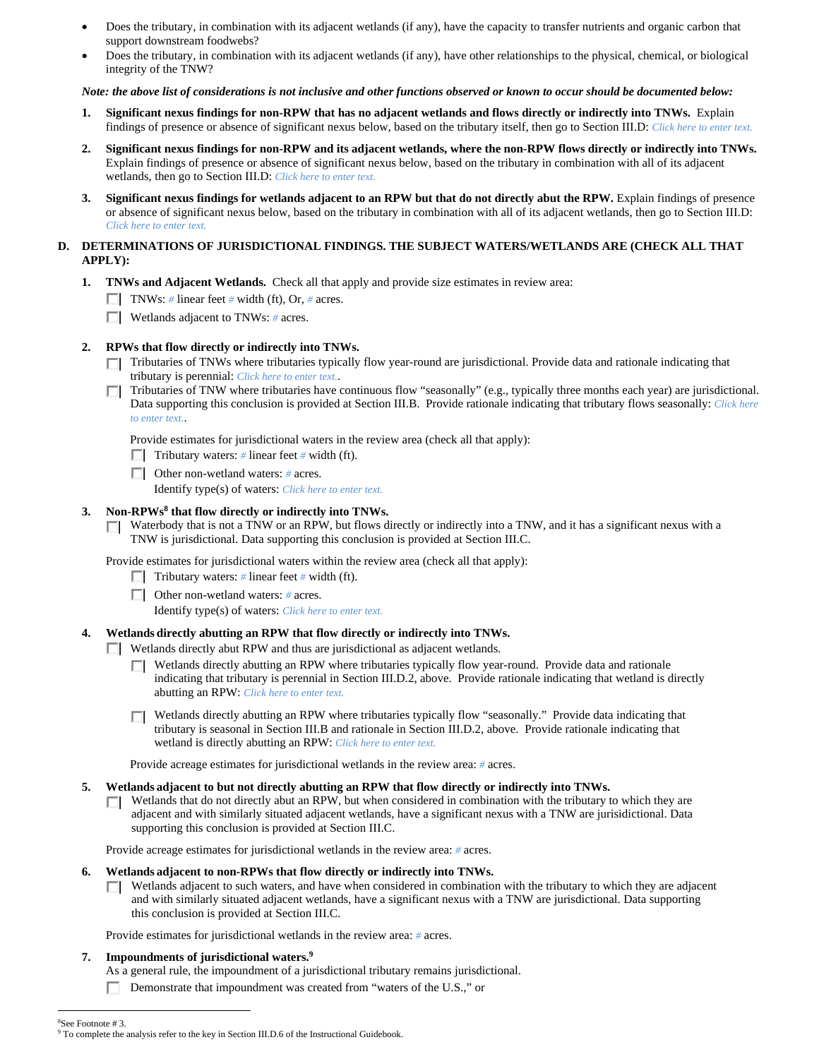- Does the tributary, in combination with its adjacent wetlands (if any), have the capacity to transfer nutrients and organic carbon that support downstream foodwebs?
- Does the tributary, in combination with its adjacent wetlands (if any), have other relationships to the physical, chemical, or biological integrity of the TNW?

***Note: the above list of considerations is not inclusive and other functions observed or known to occur should be documented below:***

1. **Significant nexus findings for non-RPW that has no adjacent wetlands and flows directly or indirectly into TNWs.** Explain findings of presence or absence of significant nexus below, based on the tributary itself, then go to Section III.D: *Click here to enter text.*

2. **Significant nexus findings for non-RPW and its adjacent wetlands, where the non-RPW flows directly or indirectly into TNWs.** Explain findings of presence or absence of significant nexus below, based on the tributary in combination with all of its adjacent wetlands, then go to Section III.D: *Click here to enter text.*

3. **Significant nexus findings for wetlands adjacent to an RPW but that do not directly abut the RPW.** Explain findings of presence or absence of significant nexus below, based on the tributary in combination with all of its adjacent wetlands, then go to Section III.D: *Click here to enter text.*

## D. DETERMINATIONS OF JURISDICTIONAL FINDINGS. THE SUBJECT WATERS/WETLANDS ARE (CHECK ALL THAT APPLY):

1. **TNWs and Adjacent Wetlands.** Check all that apply and provide size estimates in review area:
   - ☐ TNWs: # linear feet # width (ft), Or, # acres.
   - ☐ Wetlands adjacent to TNWs: # acres.

2. **RPWs that flow directly or indirectly into TNWs.**
   - ☐ Tributaries of TNWs where tributaries typically flow year-round are jurisdictional. Provide data and rationale indicating that tributary is perennial: *Click here to enter text.*.
   - ☐ Tributaries of TNW where tributaries have continuous flow "seasonally" (e.g., typically three months each year) are jurisdictional. Data supporting this conclusion is provided at Section III.B. Provide rationale indicating that tributary flows seasonally: *Click here to enter text.*.

   Provide estimates for jurisdictional waters in the review area (check all that apply):
   - ☐ Tributary waters: # linear feet # width (ft).
   - ☐ Other non-wetland waters: # acres.
     Identify type(s) of waters: *Click here to enter text.*

3. **Non-RPWs[8] that flow directly or indirectly into TNWs.**
   - ☐ Waterbody that is not a TNW or an RPW, but flows directly or indirectly into a TNW, and it has a significant nexus with a TNW is jurisdictional. Data supporting this conclusion is provided at Section III.C.

   Provide estimates for jurisdictional waters within the review area (check all that apply):
   - ☐ Tributary waters: # linear feet # width (ft).
   - ☐ Other non-wetland waters: # acres.
     Identify type(s) of waters: *Click here to enter text.*

4. **Wetlands directly abutting an RPW that flow directly or indirectly into TNWs.**
   - ☐ Wetlands directly abut RPW and thus are jurisdictional as adjacent wetlands.
     - ☐ Wetlands directly abutting an RPW where tributaries typically flow year-round. Provide data and rationale indicating that tributary is perennial in Section III.D.2, above. Provide rationale indicating that wetland is directly abutting an RPW: *Click here to enter text.*
     - ☐ Wetlands directly abutting an RPW where tributaries typically flow "seasonally." Provide data indicating that tributary is seasonal in Section III.B and rationale in Section III.D.2, above. Provide rationale indicating that wetland is directly abutting an RPW: *Click here to enter text.*

   Provide acreage estimates for jurisdictional wetlands in the review area: # acres.

5. **Wetlands adjacent to but not directly abutting an RPW that flow directly or indirectly into TNWs.**
   - ☐ Wetlands that do not directly abut an RPW, but when considered in combination with the tributary to which they are adjacent and with similarly situated adjacent wetlands, have a significant nexus with a TNW are jurisidictional. Data supporting this conclusion is provided at Section III.C.

   Provide acreage estimates for jurisdictional wetlands in the review area: # acres.

6. **Wetlands adjacent to non-RPWs that flow directly or indirectly into TNWs.**
   - ☐ Wetlands adjacent to such waters, and have when considered in combination with the tributary to which they are adjacent and with similarly situated adjacent wetlands, have a significant nexus with a TNW are jurisdictional. Data supporting this conclusion is provided at Section III.C.

   Provide estimates for jurisdictional wetlands in the review area: # acres.

7. **Impoundments of jurisdictional waters.[9]**
   As a general rule, the impoundment of a jurisdictional tributary remains jurisdictional.
   - ☐ Demonstrate that impoundment was created from "waters of the U.S.," or

---

[8]See Footnote # 3.
[9] To complete the analysis refer to the key in Section III.D.6 of the Instructional Guidebook.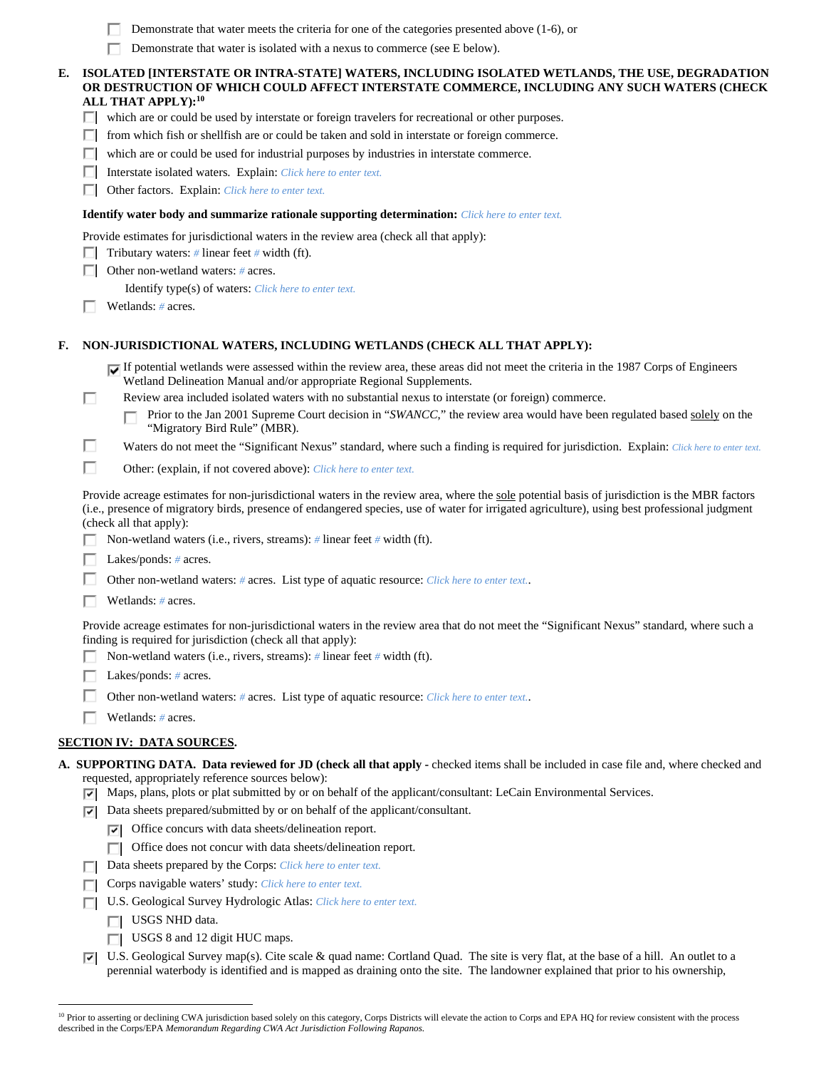- ☐ Demonstrate that water meets the criteria for one of the categories presented above (1-6), or
- ☐ Demonstrate that water is isolated with a nexus to commerce (see E below).

**E. ISOLATED [INTERSTATE OR INTRA-STATE] WATERS, INCLUDING ISOLATED WETLANDS, THE USE, DEGRADATION OR DESTRUCTION OF WHICH COULD AFFECT INTERSTATE COMMERCE, INCLUDING ANY SUCH WATERS (CHECK ALL THAT APPLY):[10]**

- ☐ which are or could be used by interstate or foreign travelers for recreational or other purposes.
- ☐ from which fish or shellfish are or could be taken and sold in interstate or foreign commerce.
- ☐ which are or could be used for industrial purposes by industries in interstate commerce.
- ☐ Interstate isolated waters. Explain: *Click here to enter text.*
- ☐ Other factors. Explain: *Click here to enter text.*

**Identify water body and summarize rationale supporting determination:** *Click here to enter text.*

Provide estimates for jurisdictional waters in the review area (check all that apply):

- ☐ Tributary waters: *#* linear feet *#* width (ft).
- ☐ Other non-wetland waters: *#* acres.
  - Identify type(s) of waters: *Click here to enter text.*
- ☐ Wetlands: *#* acres.

**F. NON-JURISDICTIONAL WATERS, INCLUDING WETLANDS (CHECK ALL THAT APPLY):**

- ☑ If potential wetlands were assessed within the review area, these areas did not meet the criteria in the 1987 Corps of Engineers Wetland Delineation Manual and/or appropriate Regional Supplements.
- ☐ Review area included isolated waters with no substantial nexus to interstate (or foreign) commerce.
  - ☐ Prior to the Jan 2001 Supreme Court decision in "*SWANCC*," the review area would have been regulated based solely on the "Migratory Bird Rule" (MBR).
- ☐ Waters do not meet the "Significant Nexus" standard, where such a finding is required for jurisdiction. Explain: *Click here to enter text.*
- ☐ Other: (explain, if not covered above): *Click here to enter text.*

Provide acreage estimates for non-jurisdictional waters in the review area, where the sole potential basis of jurisdiction is the MBR factors (i.e., presence of migratory birds, presence of endangered species, use of water for irrigated agriculture), using best professional judgment (check all that apply):

- ☐ Non-wetland waters (i.e., rivers, streams): *#* linear feet *#* width (ft).
- ☐ Lakes/ponds: *#* acres.
- ☐ Other non-wetland waters: *#* acres. List type of aquatic resource: *Click here to enter text.*.
- ☐ Wetlands: *#* acres.

Provide acreage estimates for non-jurisdictional waters in the review area that do not meet the "Significant Nexus" standard, where such a finding is required for jurisdiction (check all that apply):

- ☐ Non-wetland waters (i.e., rivers, streams): *#* linear feet *#* width (ft).
- ☐ Lakes/ponds: *#* acres.
- ☐ Other non-wetland waters: *#* acres. List type of aquatic resource: *Click here to enter text.*.
- ☐ Wetlands: *#* acres.

## SECTION IV: DATA SOURCES.

**A. SUPPORTING DATA. Data reviewed for JD (check all that apply** - checked items shall be included in case file and, where checked and requested, appropriately reference sources below):

- ☑ Maps, plans, plots or plat submitted by or on behalf of the applicant/consultant: LeCain Environmental Services.
- ☑ Data sheets prepared/submitted by or on behalf of the applicant/consultant.
  - ☑ Office concurs with data sheets/delineation report.
  - ☐ Office does not concur with data sheets/delineation report.
- ☐ Data sheets prepared by the Corps: *Click here to enter text.*
- ☐ Corps navigable waters' study: *Click here to enter text.*
- ☐ U.S. Geological Survey Hydrologic Atlas: *Click here to enter text.*
  - ☐ USGS NHD data.
  - ☐ USGS 8 and 12 digit HUC maps.
- ☑ U.S. Geological Survey map(s). Cite scale & quad name: Cortland Quad. The site is very flat, at the base of a hill. An outlet to a perennial waterbody is identified and is mapped as draining onto the site. The landowner explained that prior to his ownership,

[10] Prior to asserting or declining CWA jurisdiction based solely on this category, Corps Districts will elevate the action to Corps and EPA HQ for review consistent with the process described in the Corps/EPA *Memorandum Regarding CWA Act Jurisdiction Following Rapanos.*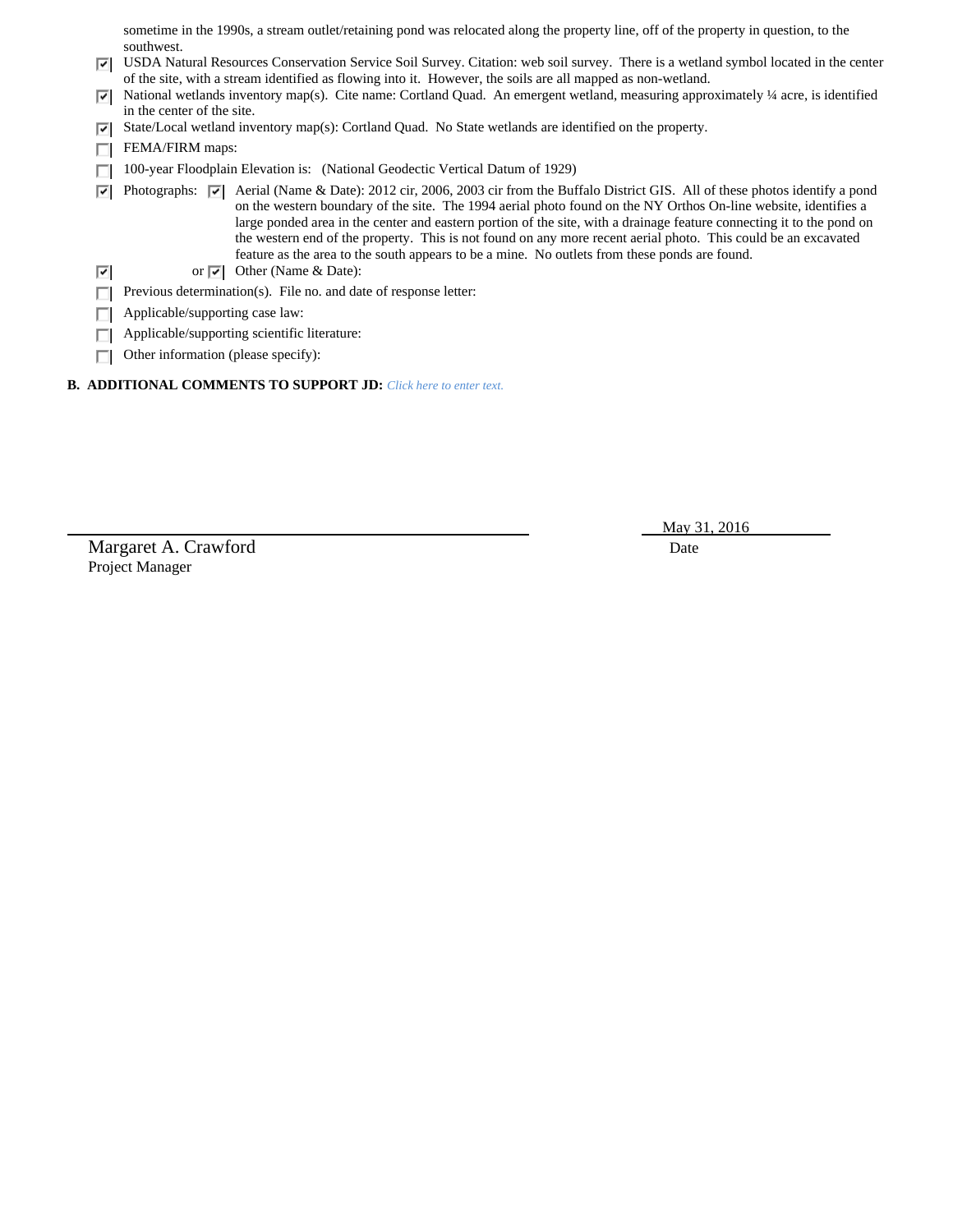sometime in the 1990s, a stream outlet/retaining pond was relocated along the property line, off of the property in question, to the southwest.

- ☑ USDA Natural Resources Conservation Service Soil Survey. Citation: web soil survey. There is a wetland symbol located in the center of the site, with a stream identified as flowing into it. However, the soils are all mapped as non-wetland.
- ☑ National wetlands inventory map(s). Cite name: Cortland Quad. An emergent wetland, measuring approximately ¼ acre, is identified in the center of the site.
- ☑ State/Local wetland inventory map(s): Cortland Quad. No State wetlands are identified on the property.
- ☐ FEMA/FIRM maps:
- ☐ 100-year Floodplain Elevation is: (National Geodectic Vertical Datum of 1929)
- ☑ Photographs: ☑ Aerial (Name & Date): 2012 cir, 2006, 2003 cir from the Buffalo District GIS. All of these photos identify a pond on the western boundary of the site. The 1994 aerial photo found on the NY Orthos On-line website, identifies a large ponded area in the center and eastern portion of the site, with a drainage feature connecting it to the pond on the western end of the property. This is not found on any more recent aerial photo. This could be an excavated feature as the area to the south appears to be a mine. No outlets from these ponds are found.
- ☑ or ☑ Other (Name & Date):
- ☐ Previous determination(s). File no. and date of response letter:
- ☐ Applicable/supporting case law:
- ☐ Applicable/supporting scientific literature:
- ☐ Other information (please specify):

**B. ADDITIONAL COMMENTS TO SUPPORT JD:** *Click here to enter text.*

Margaret A. Crawford
Project Manager

May 31, 2016
Date